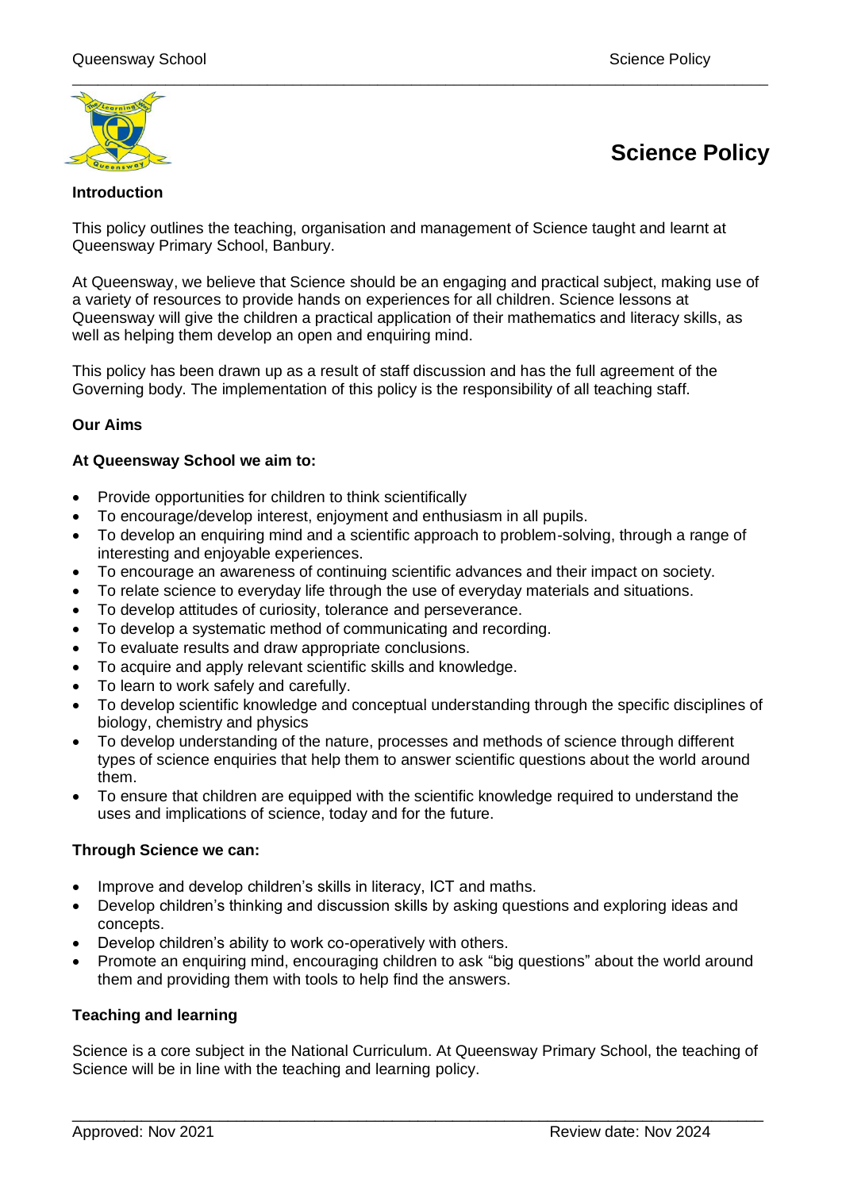# Science Policy

## Introduction

This policy outlines the teaching, organisation and management of Science taught and learnt at Queensway Primary School, Banbury.

At Queensway, we believe that Science should be an engaging and practical subject, making use of a variety of resources to provide hands on experiences for all children. Science lessons at Queensway will give the children a practical application of their mathematics and literacy skills, as well as helping them develop an open and enquiring mind.

This policy has been drawn up as a result of staff discussion and has the full agreement of the Governing body. The implementation of this policy is the responsibility of all teaching staff.

## Our Aims

**At Queensway School we aim to:**

- Provide opportunities for children to think scientifically
- To encourage/develop interest, enjoyment and enthusiasm in all pupils.
- To develop an enquiring mind and a scientific approach to problem-solving, through a range of interesting and enjoyable experiences.
- To encourage an awareness of continuing scientific advances and their impact on society.
- To relate science to everyday life through the use of everyday materials and situations.
- To develop attitudes of curiosity, tolerance and perseverance.
- To develop a systematic method of communicating and recording.
- To evaluate results and draw appropriate conclusions.
- To acquire and apply relevant scientific skills and knowledge.
- To learn to work safely and carefully.
- To develop scientific knowledge and conceptual understanding through the specific disciplines of biology, chemistry and physics
- To develop understanding of the nature, processes and methods of science through different types of science enquiries that help them to answer scientific questions about the world around them.
- To ensure that children are equipped with the scientific knowledge required to understand the uses and implications of science, today and for the future.

**Through Science we can:**

- Improve and develop children's skills in literacy, ICT and maths.
- Develop children's thinking and discussion skills by asking questions and exploring ideas and concepts.
- Develop children's ability to work co-operatively with others.
- Promote an enquiring mind, encouraging children to ask "big questions" about the world around them and providing them with tools to help find the answers.

## Teaching and learning

Science is a core subject in the National Curriculum. At Queensway Primary School, the teaching of Science will be in line with the teaching and learning policy.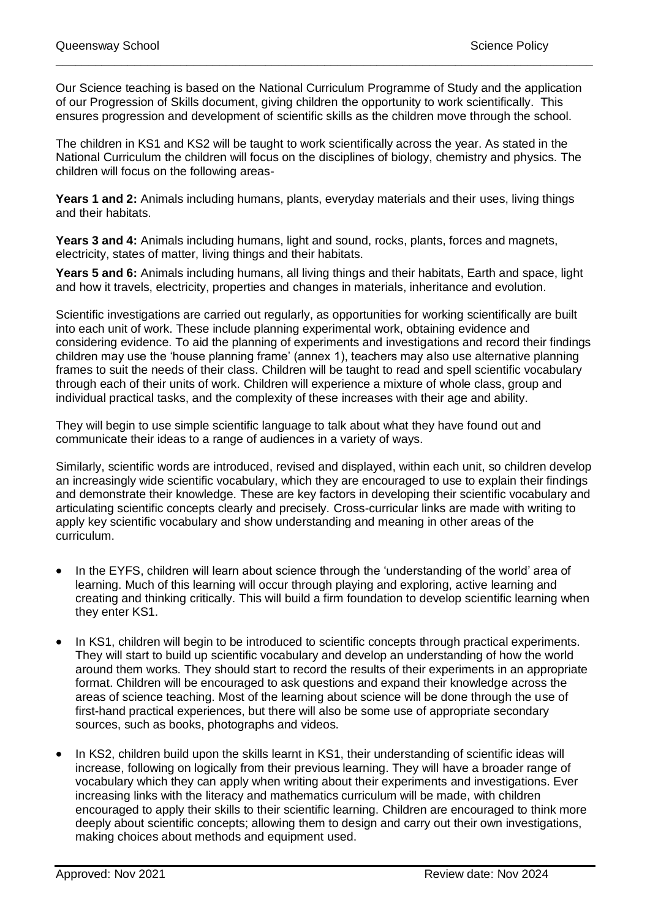Our Science teaching is based on the National Curriculum Programme of Study and the application of our Progression of Skills document, giving children the opportunity to work scientifically. This ensures progression and development of scientific skills as the children move through the school.

The children in KS1 and KS2 will be taught to work scientifically across the year. As stated in the National Curriculum the children will focus on the disciplines of biology, chemistry and physics. The children will focus on the following areas-

**Years 1 and 2:** Animals including humans, plants, everyday materials and their uses, living things and their habitats.

**Years 3 and 4:** Animals including humans, light and sound, rocks, plants, forces and magnets, electricity, states of matter, living things and their habitats.

**Years 5 and 6:** Animals including humans, all living things and their habitats, Earth and space, light and how it travels, electricity, properties and changes in materials, inheritance and evolution.

Scientific investigations are carried out regularly, as opportunities for working scientifically are built into each unit of work. These include planning experimental work, obtaining evidence and considering evidence. To aid the planning of experiments and investigations and record their findings children may use the 'house planning frame' (annex 1), teachers may also use alternative planning frames to suit the needs of their class. Children will be taught to read and spell scientific vocabulary through each of their units of work. Children will experience a mixture of whole class, group and individual practical tasks, and the complexity of these increases with their age and ability.

They will begin to use simple scientific language to talk about what they have found out and communicate their ideas to a range of audiences in a variety of ways.

Similarly, scientific words are introduced, revised and displayed, within each unit, so children develop an increasingly wide scientific vocabulary, which they are encouraged to use to explain their findings and demonstrate their knowledge. These are key factors in developing their scientific vocabulary and articulating scientific concepts clearly and precisely. Cross-curricular links are made with writing to apply key scientific vocabulary and show understanding and meaning in other areas of the curriculum.

- In the EYFS, children will learn about science through the 'understanding of the world' area of learning. Much of this learning will occur through playing and exploring, active learning and creating and thinking critically. This will build a firm foundation to develop scientific learning when they enter KS1.
- In KS1, children will begin to be introduced to scientific concepts through practical experiments. They will start to build up scientific vocabulary and develop an understanding of how the world around them works. They should start to record the results of their experiments in an appropriate format. Children will be encouraged to ask questions and expand their knowledge across the areas of science teaching. Most of the learning about science will be done through the use of first-hand practical experiences, but there will also be some use of appropriate secondary sources, such as books, photographs and videos.
- In KS2, children build upon the skills learnt in KS1, their understanding of scientific ideas will increase, following on logically from their previous learning. They will have a broader range of vocabulary which they can apply when writing about their experiments and investigations. Ever increasing links with the literacy and mathematics curriculum will be made, with children encouraged to apply their skills to their scientific learning. Children are encouraged to think more deeply about scientific concepts; allowing them to design and carry out their own investigations, making choices about methods and equipment used.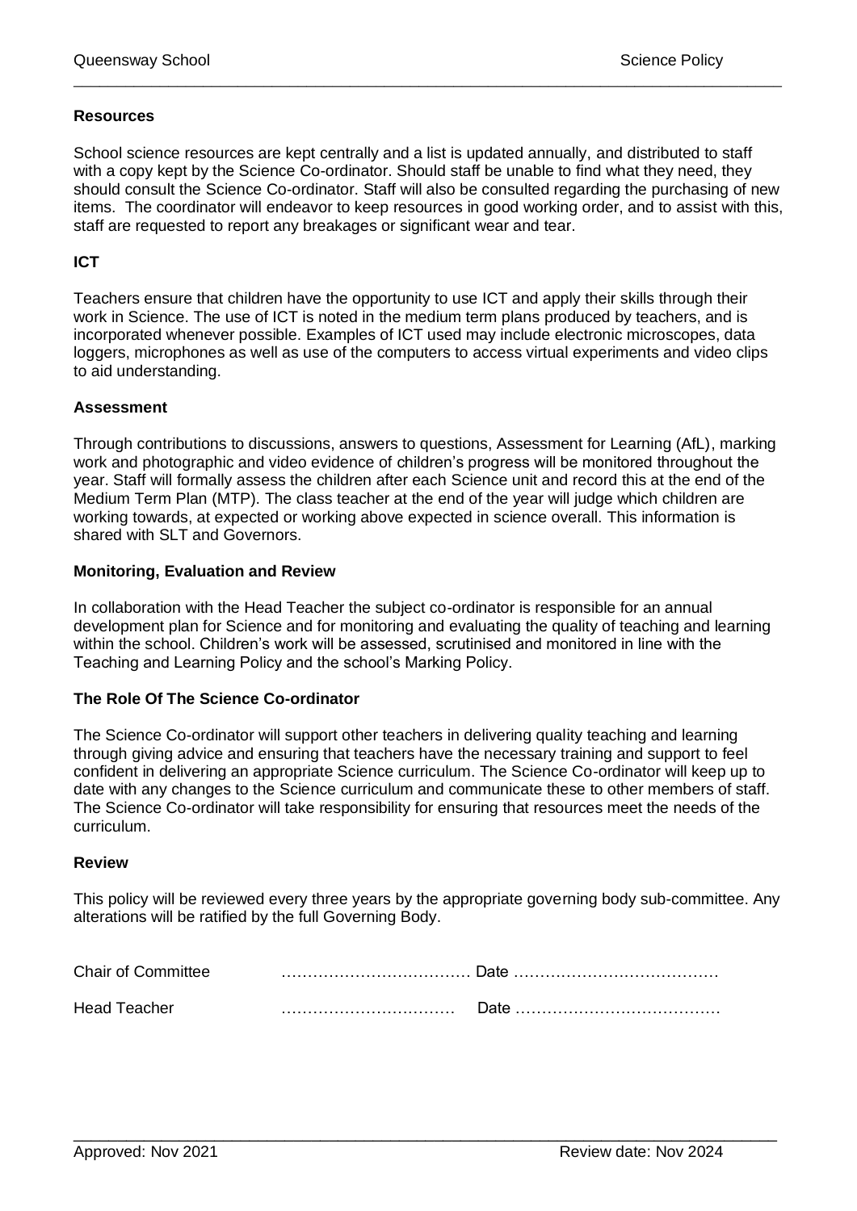**Resources**

School science resources are kept centrally and a list is updated annually, and distributed to staff with a copy kept by the Science Co-ordinator. Should staff be unable to find what they need, they should consult the Science Co-ordinator. Staff will also be consulted regarding the purchasing of new items. The coordinator will endeavor to keep resources in good working order, and to assist with this, staff are requested to report any breakages or significant wear and tear.

**ICT**

Teachers ensure that children have the opportunity to use ICT and apply their skills through their work in Science. The use of ICT is noted in the medium term plans produced by teachers, and is incorporated whenever possible. Examples of ICT used may include electronic microscopes, data loggers, microphones as well as use of the computers to access virtual experiments and video clips to aid understanding.

**Assessment**

Through contributions to discussions, answers to questions, Assessment for Learning (AfL), marking work and photographic and video evidence of children's progress will be monitored throughout the year. Staff will formally assess the children after each Science unit and record this at the end of the Medium Term Plan (MTP). The class teacher at the end of the year will judge which children are working towards, at expected or working above expected in science overall. This information is shared with SLT and Governors.

**Monitoring, Evaluation and Review**

In collaboration with the Head Teacher the subject co-ordinator is responsible for an annual development plan for Science and for monitoring and evaluating the quality of teaching and learning within the school. Children's work will be assessed, scrutinised and monitored in line with the Teaching and Learning Policy and the school's Marking Policy.

**The Role Of The Science Co-ordinator**

The Science Co-ordinator will support other teachers in delivering quality teaching and learning through giving advice and ensuring that teachers have the necessary training and support to feel confident in delivering an appropriate Science curriculum. The Science Co-ordinator will keep up to date with any changes to the Science curriculum and communicate these to other members of staff. The Science Co-ordinator will take responsibility for ensuring that resources meet the needs of the curriculum.

**Review**

This policy will be reviewed every three years by the appropriate governing body sub-committee. Any alterations will be ratified by the full Governing Body.

Chair of Committee ……………………………… Date …………………………………

Head Teacher …………………………… Date …………………………………

Approved: Nov 2021 Review date: Nov 2024